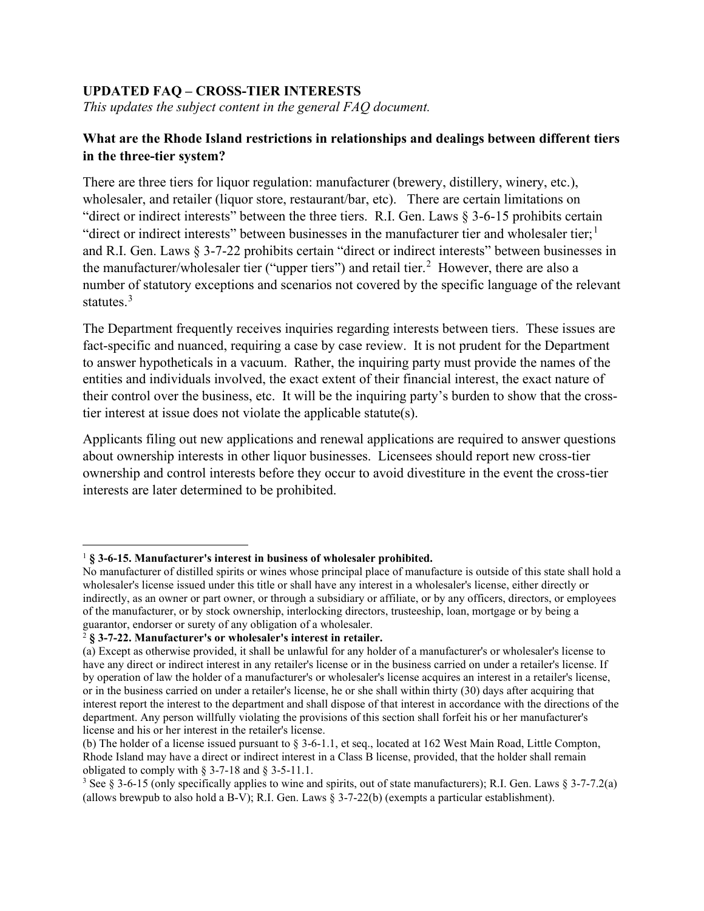## UPDATED FAQ – CROSS-TIER INTERESTS

*This updates the subject content in the general FAQ document.*

### What are the Rhode Island restrictions in relationships and dealings between different tiers in the three-tier system?

There are three tiers for liquor regulation: manufacturer (brewery, distillery, winery, etc.), wholesaler, and retailer (liquor store, restaurant/bar, etc). There are certain limitations on "direct or indirect interests" between the three tiers. R.I. Gen. Laws § 3-6-15 prohibits certain "direct or indirect interests" between businesses in the manufacturer tier and wholesaler tier;[1] and R.I. Gen. Laws § 3-7-22 prohibits certain "direct or indirect interests" between businesses in the manufacturer/wholesaler tier ("upper tiers") and retail tier.[2] However, there are also a number of statutory exceptions and scenarios not covered by the specific language of the relevant statutes.[3]

The Department frequently receives inquiries regarding interests between tiers. These issues are fact-specific and nuanced, requiring a case by case review. It is not prudent for the Department to answer hypotheticals in a vacuum. Rather, the inquiring party must provide the names of the entities and individuals involved, the exact extent of their financial interest, the exact nature of their control over the business, etc. It will be the inquiring party's burden to show that the cross-tier interest at issue does not violate the applicable statute(s).

Applicants filing out new applications and renewal applications are required to answer questions about ownership interests in other liquor businesses. Licensees should report new cross-tier ownership and control interests before they occur to avoid divestiture in the event the cross-tier interests are later determined to be prohibited.

---

[1] **§ 3-6-15. Manufacturer's interest in business of wholesaler prohibited.**
No manufacturer of distilled spirits or wines whose principal place of manufacture is outside of this state shall hold a wholesaler's license issued under this title or shall have any interest in a wholesaler's license, either directly or indirectly, as an owner or part owner, or through a subsidiary or affiliate, or by any officers, directors, or employees of the manufacturer, or by stock ownership, interlocking directors, trusteeship, loan, mortgage or by being a guarantor, endorser or surety of any obligation of a wholesaler.

[2] **§ 3-7-22. Manufacturer's or wholesaler's interest in retailer.**
(a) Except as otherwise provided, it shall be unlawful for any holder of a manufacturer's or wholesaler's license to have any direct or indirect interest in any retailer's license or in the business carried on under a retailer's license. If by operation of law the holder of a manufacturer's or wholesaler's license acquires an interest in a retailer's license, or in the business carried on under a retailer's license, he or she shall within thirty (30) days after acquiring that interest report the interest to the department and shall dispose of that interest in accordance with the directions of the department. Any person willfully violating the provisions of this section shall forfeit his or her manufacturer's license and his or her interest in the retailer's license.
(b) The holder of a license issued pursuant to § 3-6-1.1, et seq., located at 162 West Main Road, Little Compton, Rhode Island may have a direct or indirect interest in a Class B license, provided, that the holder shall remain obligated to comply with § 3-7-18 and § 3-5-11.1.

[3] See § 3-6-15 (only specifically applies to wine and spirits, out of state manufacturers); R.I. Gen. Laws § 3-7-7.2(a) (allows brewpub to also hold a B-V); R.I. Gen. Laws § 3-7-22(b) (exempts a particular establishment).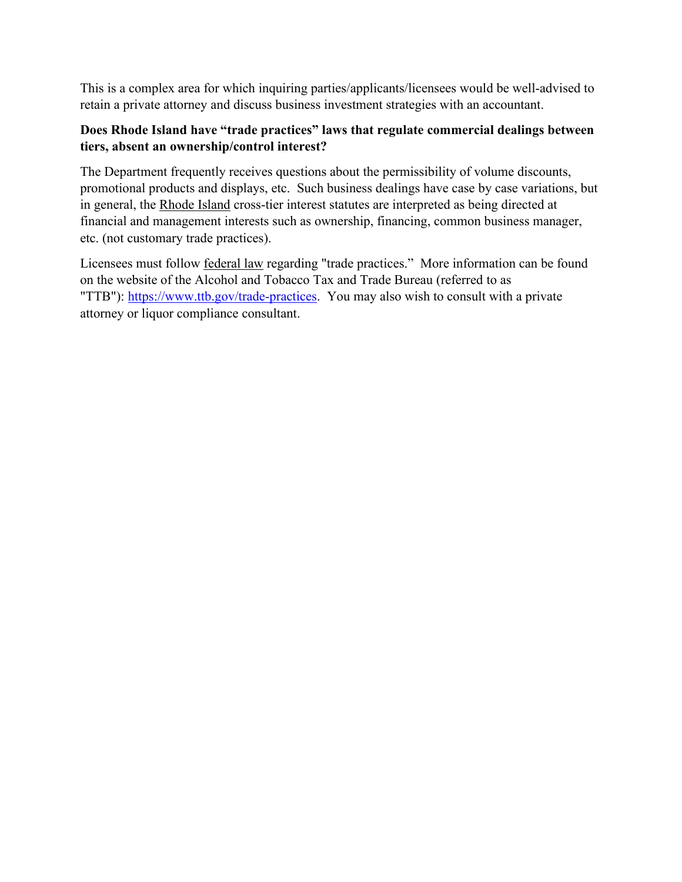This is a complex area for which inquiring parties/applicants/licensees would be well-advised to retain a private attorney and discuss business investment strategies with an accountant.

**Does Rhode Island have "trade practices" laws that regulate commercial dealings between tiers, absent an ownership/control interest?**

The Department frequently receives questions about the permissibility of volume discounts, promotional products and displays, etc. Such business dealings have case by case variations, but in general, the Rhode Island cross-tier interest statutes are interpreted as being directed at financial and management interests such as ownership, financing, common business manager, etc. (not customary trade practices).

Licensees must follow federal law regarding "trade practices." More information can be found on the website of the Alcohol and Tobacco Tax and Trade Bureau (referred to as "TTB"): https://www.ttb.gov/trade-practices. You may also wish to consult with a private attorney or liquor compliance consultant.